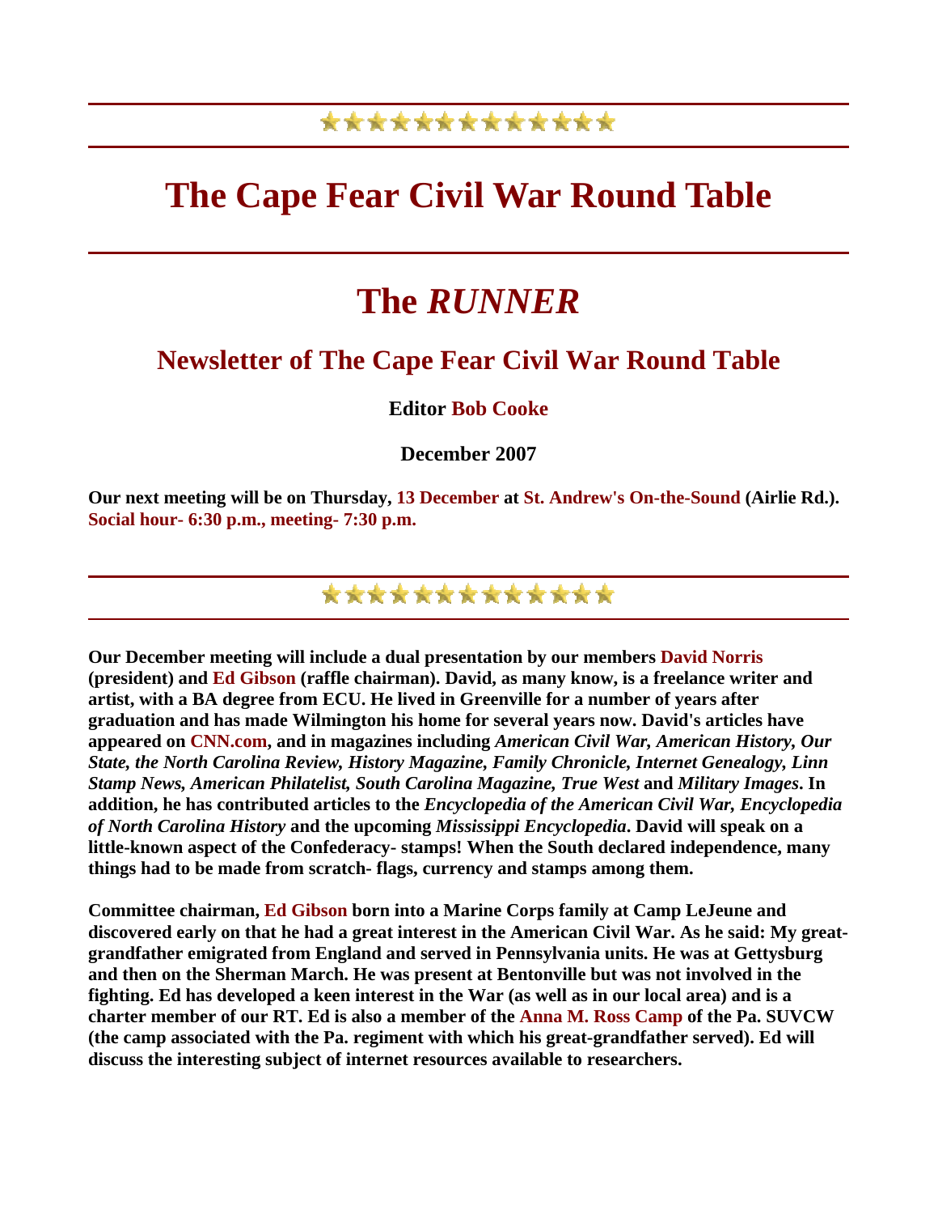# The Cape Fear Civil War Round Table

# The *RUNNER*

## Newsletter of The Cape Fear Civil War Round Table

**Editor Bob Cooke**

**December 2007**

**Our next meeting will be on Thursday, 13 December at St. Andrew's On-the-Sound (Airlie Rd.). Social hour- 6:30 p.m., meeting- 7:30 p.m.**

**Our December meeting will include a dual presentation by our members David Norris (president) and Ed Gibson (raffle chairman). David, as many know, is a freelance writer and artist, with a BA degree from ECU. He lived in Greenville for a number of years after graduation and has made Wilmington his home for several years now. David's articles have appeared on CNN.com, and in magazines including *American Civil War, American History, Our State, the North Carolina Review, History Magazine, Family Chronicle, Internet Genealogy, Linn Stamp News, American Philatelist, South Carolina Magazine, True West* and *Military Images*. In addition, he has contributed articles to the *Encyclopedia of the American Civil War, Encyclopedia of North Carolina History* and the upcoming *Mississippi Encyclopedia*. David will speak on a little-known aspect of the Confederacy- stamps! When the South declared independence, many things had to be made from scratch- flags, currency and stamps among them.**

**Committee chairman, Ed Gibson born into a Marine Corps family at Camp LeJeune and discovered early on that he had a great interest in the American Civil War. As he said: My great-grandfather emigrated from England and served in Pennsylvania units. He was at Gettysburg and then on the Sherman March. He was present at Bentonville but was not involved in the fighting. Ed has developed a keen interest in the War (as well as in our local area) and is a charter member of our RT. Ed is also a member of the Anna M. Ross Camp of the Pa. SUVCW (the camp associated with the Pa. regiment with which his great-grandfather served). Ed will discuss the interesting subject of internet resources available to researchers.**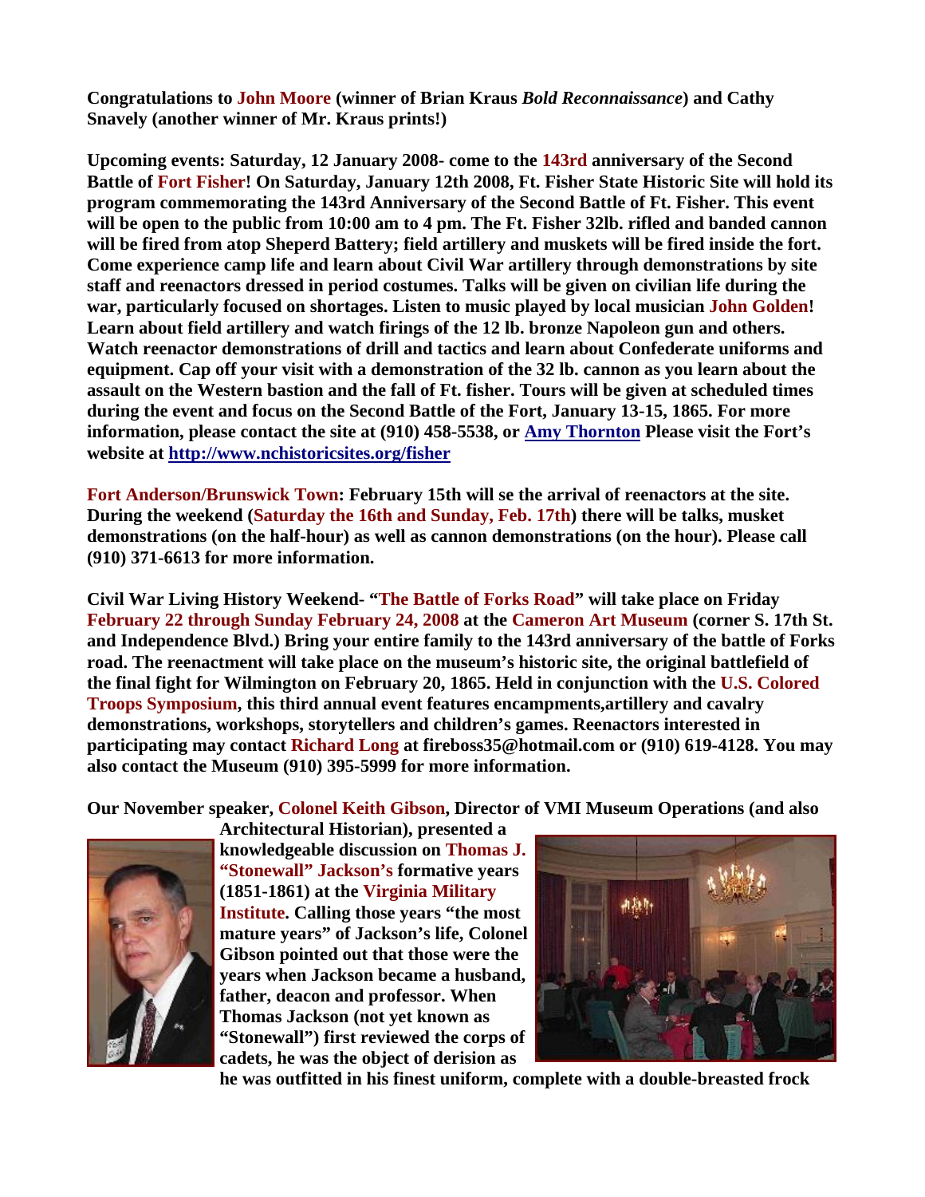**Congratulations to John Moore (winner of Brian Kraus *Bold Reconnaissance*) and Cathy Snavely (another winner of Mr. Kraus prints!)**

**Upcoming events: Saturday, 12 January 2008- come to the 143rd anniversary of the Second Battle of Fort Fisher! On Saturday, January 12th 2008, Ft. Fisher State Historic Site will hold its program commemorating the 143rd Anniversary of the Second Battle of Ft. Fisher. This event will be open to the public from 10:00 am to 4 pm. The Ft. Fisher 32lb. rifled and banded cannon will be fired from atop Sheperd Battery; field artillery and muskets will be fired inside the fort. Come experience camp life and learn about Civil War artillery through demonstrations by site staff and reenactors dressed in period costumes. Talks will be given on civilian life during the war, particularly focused on shortages. Listen to music played by local musician John Golden! Learn about field artillery and watch firings of the 12 lb. bronze Napoleon gun and others. Watch reenactor demonstrations of drill and tactics and learn about Confederate uniforms and equipment. Cap off your visit with a demonstration of the 32 lb. cannon as you learn about the assault on the Western bastion and the fall of Ft. fisher. Tours will be given at scheduled times during the event and focus on the Second Battle of the Fort, January 13-15, 1865. For more information, please contact the site at (910) 458-5538, or Amy Thornton Please visit the Fort's website at http://www.nchistoricsites.org/fisher**

**Fort Anderson/Brunswick Town: February 15th will se the arrival of reenactors at the site. During the weekend (Saturday the 16th and Sunday, Feb. 17th) there will be talks, musket demonstrations (on the half-hour) as well as cannon demonstrations (on the hour). Please call (910) 371-6613 for more information.**

**Civil War Living History Weekend- "The Battle of Forks Road" will take place on Friday February 22 through Sunday February 24, 2008 at the Cameron Art Museum (corner S. 17th St. and Independence Blvd.) Bring your entire family to the 143rd anniversary of the battle of Forks road. The reenactment will take place on the museum's historic site, the original battlefield of the final fight for Wilmington on February 20, 1865. Held in conjunction with the U.S. Colored Troops Symposium, this third annual event features encampments,artillery and cavalry demonstrations, workshops, storytellers and children's games. Reenactors interested in participating may contact Richard Long at fireboss35@hotmail.com or (910) 619-4128. You may also contact the Museum (910) 395-5999 for more information.**

**Our November speaker, Colonel Keith Gibson, Director of VMI Museum Operations (and also Architectural Historian), presented a knowledgeable discussion on Thomas J. "Stonewall" Jackson's formative years (1851-1861) at the Virginia Military Institute. Calling those years "the most mature years" of Jackson's life, Colonel Gibson pointed out that those were the years when Jackson became a husband, father, deacon and professor. When Thomas Jackson (not yet known as "Stonewall") first reviewed the corps of cadets, he was the object of derision as he was outfitted in his finest uniform, complete with a double-breasted frock**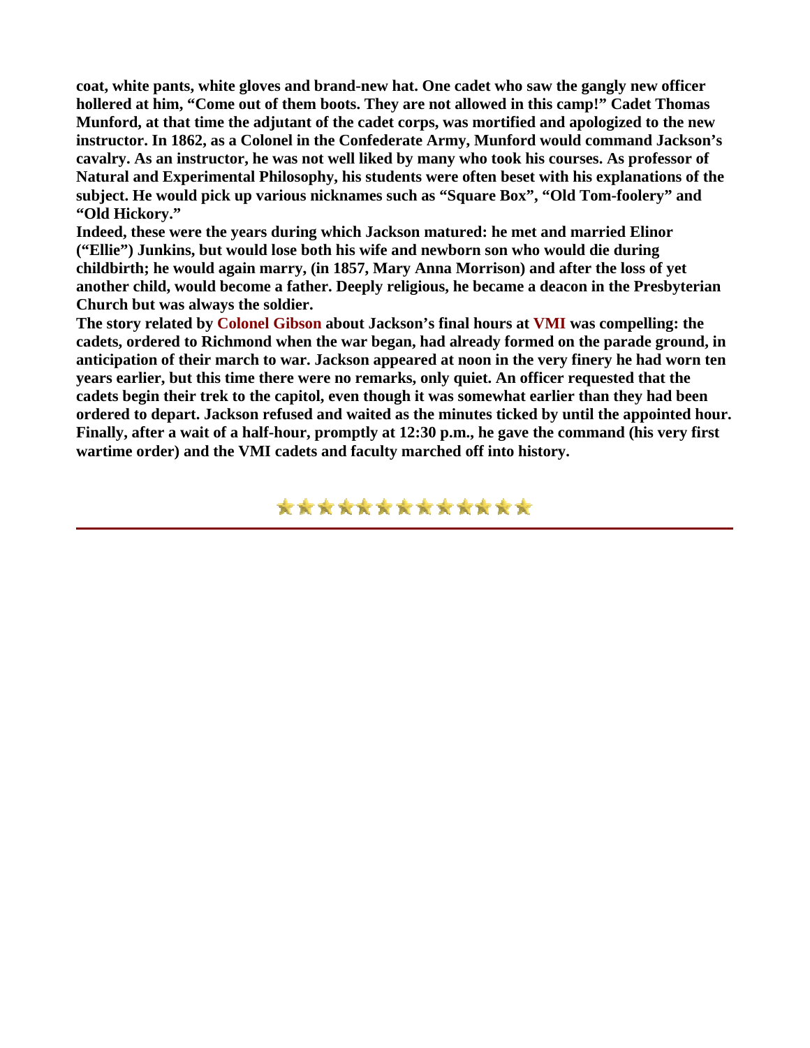**coat, white pants, white gloves and brand-new hat. One cadet who saw the gangly new officer hollered at him, "Come out of them boots. They are not allowed in this camp!" Cadet Thomas Munford, at that time the adjutant of the cadet corps, was mortified and apologized to the new instructor. In 1862, as a Colonel in the Confederate Army, Munford would command Jackson's cavalry. As an instructor, he was not well liked by many who took his courses. As professor of Natural and Experimental Philosophy, his students were often beset with his explanations of the subject. He would pick up various nicknames such as "Square Box", "Old Tom-foolery" and "Old Hickory."**

**Indeed, these were the years during which Jackson matured: he met and married Elinor ("Ellie") Junkins, but would lose both his wife and newborn son who would die during childbirth; he would again marry, (in 1857, Mary Anna Morrison) and after the loss of yet another child, would become a father. Deeply religious, he became a deacon in the Presbyterian Church but was always the soldier.**

**The story related by Colonel Gibson about Jackson's final hours at VMI was compelling: the cadets, ordered to Richmond when the war began, had already formed on the parade ground, in anticipation of their march to war. Jackson appeared at noon in the very finery he had worn ten years earlier, but this time there were no remarks, only quiet. An officer requested that the cadets begin their trek to the capitol, even though it was somewhat earlier than they had been ordered to depart. Jackson refused and waited as the minutes ticked by until the appointed hour. Finally, after a wait of a half-hour, promptly at 12:30 p.m., he gave the command (his very first wartime order) and the VMI cadets and faculty marched off into history.**

★★★★★★★★★★★★

---